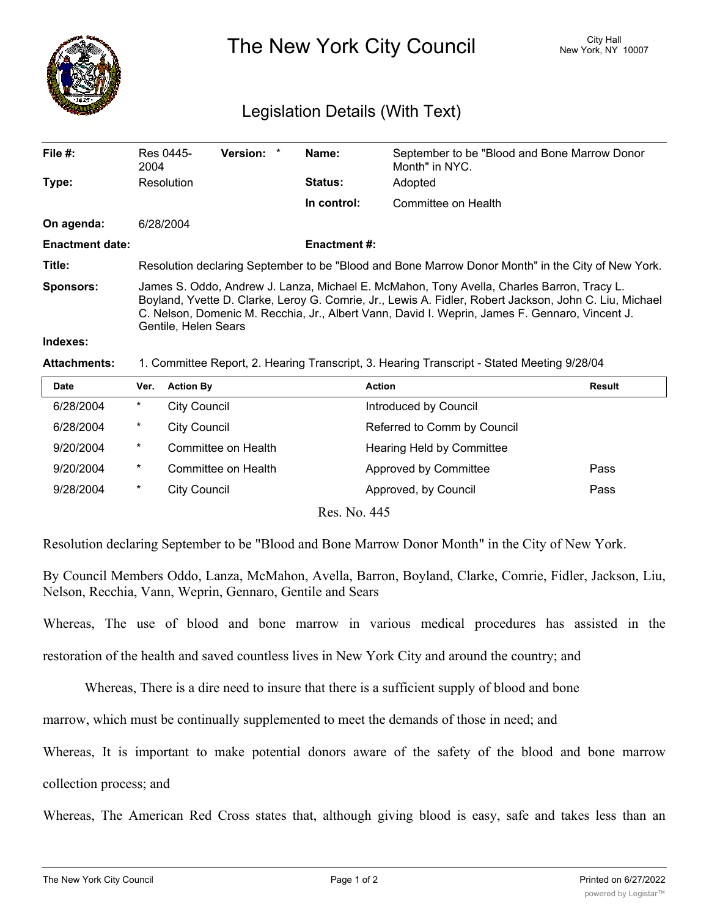# The New York City Council

City Hall
New York, NY 10007

## Legislation Details (With Text)

| | | | | | |
|---|---|---|---|---|---|
| **File #:** | Res 0445-2004 | **Version:** | * | **Name:** | September to be "Blood and Bone Marrow Donor Month" in NYC. |
| **Type:** | Resolution | | | **Status:** | Adopted |
| | | | | **In control:** | Committee on Health |
| **On agenda:** | 6/28/2004 | | | | |
| **Enactment date:** | | | | **Enactment #:** | |

**Title:** Resolution declaring September to be "Blood and Bone Marrow Donor Month" in the City of New York.

**Sponsors:** James S. Oddo, Andrew J. Lanza, Michael E. McMahon, Tony Avella, Charles Barron, Tracy L. Boyland, Yvette D. Clarke, Leroy G. Comrie, Jr., Lewis A. Fidler, Robert Jackson, John C. Liu, Michael C. Nelson, Domenic M. Recchia, Jr., Albert Vann, David I. Weprin, James F. Gennaro, Vincent J. Gentile, Helen Sears

**Indexes:**

**Attachments:** 1. Committee Report, 2. Hearing Transcript, 3. Hearing Transcript - Stated Meeting 9/28/04

| Date | Ver. | Action By | Action | Result |
|---|---|---|---|---|
| 6/28/2004 | * | City Council | Introduced by Council | |
| 6/28/2004 | * | City Council | Referred to Comm by Council | |
| 9/20/2004 | * | Committee on Health | Hearing Held by Committee | |
| 9/20/2004 | * | Committee on Health | Approved by Committee | Pass |
| 9/28/2004 | * | City Council | Approved, by Council | Pass |

Res. No. 445

Resolution declaring September to be "Blood and Bone Marrow Donor Month" in the City of New York.

By Council Members Oddo, Lanza, McMahon, Avella, Barron, Boyland, Clarke, Comrie, Fidler, Jackson, Liu, Nelson, Recchia, Vann, Weprin, Gennaro, Gentile and Sears

Whereas, The use of blood and bone marrow in various medical procedures has assisted in the restoration of the health and saved countless lives in New York City and around the country; and

Whereas, There is a dire need to insure that there is a sufficient supply of blood and bone marrow, which must be continually supplemented to meet the demands of those in need; and

Whereas, It is important to make potential donors aware of the safety of the blood and bone marrow collection process; and

Whereas, The American Red Cross states that, although giving blood is easy, safe and takes less than an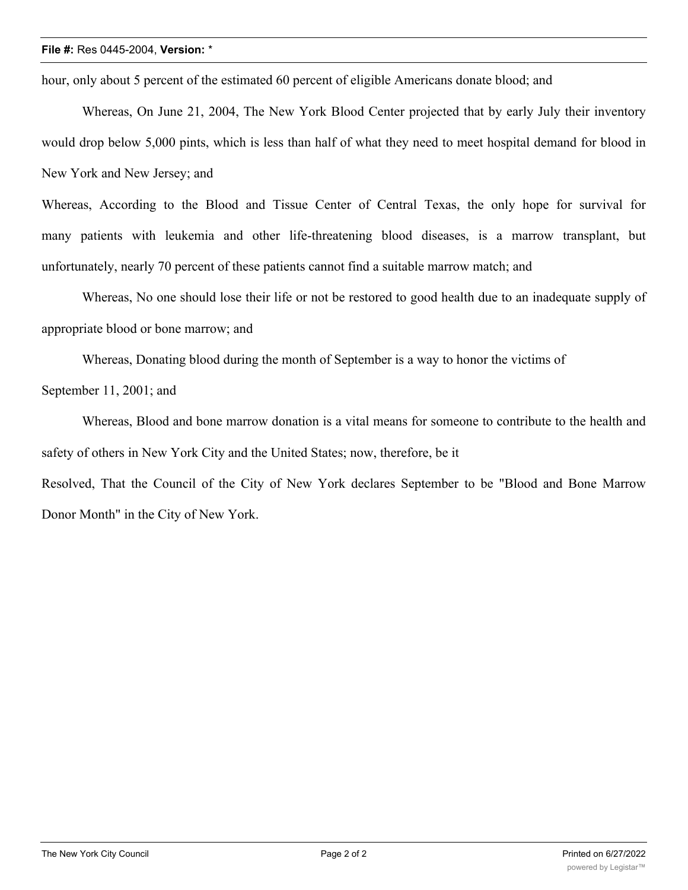hour, only about 5 percent of the estimated 60 percent of eligible Americans donate blood; and

Whereas, On June 21, 2004, The New York Blood Center projected that by early July their inventory would drop below 5,000 pints, which is less than half of what they need to meet hospital demand for blood in New York and New Jersey; and

Whereas, According to the Blood and Tissue Center of Central Texas, the only hope for survival for many patients with leukemia and other life-threatening blood diseases, is a marrow transplant, but unfortunately, nearly 70 percent of these patients cannot find a suitable marrow match; and

Whereas, No one should lose their life or not be restored to good health due to an inadequate supply of appropriate blood or bone marrow; and

Whereas, Donating blood during the month of September is a way to honor the victims of September 11, 2001; and

Whereas, Blood and bone marrow donation is a vital means for someone to contribute to the health and safety of others in New York City and the United States; now, therefore, be it

Resolved, That the Council of the City of New York declares September to be "Blood and Bone Marrow Donor Month" in the City of New York.